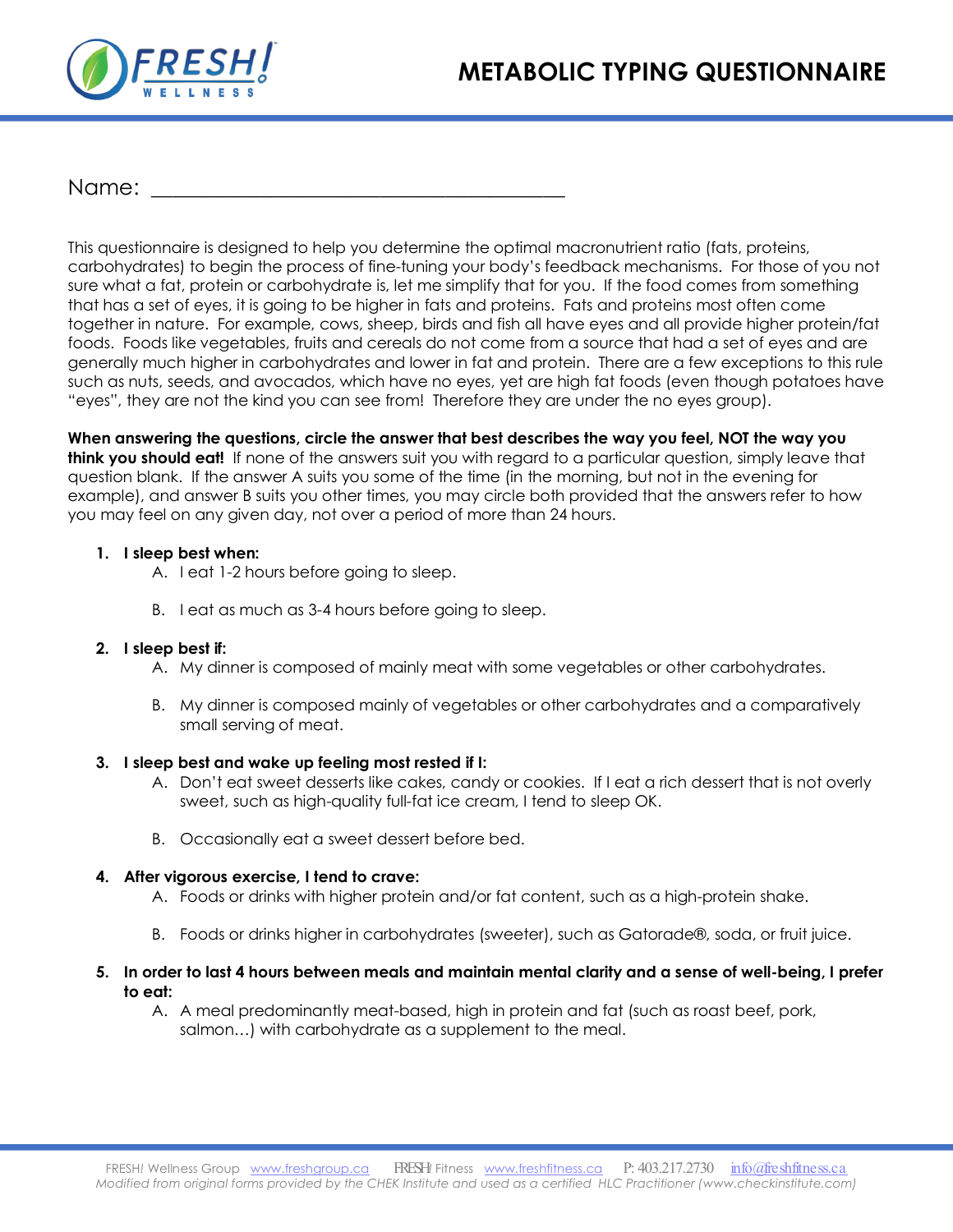# METABOLIC TYPING QUESTIONNAIRE

Name: ___________________________________________

This questionnaire is designed to help you determine the optimal macronutrient ratio (fats, proteins, carbohydrates) to begin the process of fine-tuning your body's feedback mechanisms. For those of you not sure what a fat, protein or carbohydrate is, let me simplify that for you. If the food comes from something that has a set of eyes, it is going to be higher in fats and proteins. Fats and proteins most often come together in nature. For example, cows, sheep, birds and fish all have eyes and all provide higher protein/fat foods. Foods like vegetables, fruits and cereals do not come from a source that had a set of eyes and are generally much higher in carbohydrates and lower in fat and protein. There are a few exceptions to this rule such as nuts, seeds, and avocados, which have no eyes, yet are high fat foods (even though potatoes have "eyes", they are not the kind you can see from! Therefore they are under the no eyes group).

**When answering the questions, circle the answer that best describes the way you feel, NOT the way you think you should eat!** If none of the answers suit you with regard to a particular question, simply leave that question blank. If the answer A suits you some of the time (in the morning, but not in the evening for example), and answer B suits you other times, you may circle both provided that the answers refer to how you may feel on any given day, not over a period of more than 24 hours.

1. **I sleep best when:**
   - A. I eat 1-2 hours before going to sleep.
   - B. I eat as much as 3-4 hours before going to sleep.

2. **I sleep best if:**
   - A. My dinner is composed of mainly meat with some vegetables or other carbohydrates.
   - B. My dinner is composed mainly of vegetables or other carbohydrates and a comparatively small serving of meat.

3. **I sleep best and wake up feeling most rested if I:**
   - A. Don't eat sweet desserts like cakes, candy or cookies. If I eat a rich dessert that is not overly sweet, such as high-quality full-fat ice cream, I tend to sleep OK.
   - B. Occasionally eat a sweet dessert before bed.

4. **After vigorous exercise, I tend to crave:**
   - A. Foods or drinks with higher protein and/or fat content, such as a high-protein shake.
   - B. Foods or drinks higher in carbohydrates (sweeter), such as Gatorade®, soda, or fruit juice.

5. **In order to last 4 hours between meals and maintain mental clarity and a sense of well-being, I prefer to eat:**
   - A. A meal predominantly meat-based, high in protein and fat (such as roast beef, pork, salmon…) with carbohydrate as a supplement to the meal.

FRESH! Wellness Group www.freshgroup.ca FRESH! Fitness www.freshfitness.ca P: 403.217.2730 info@freshfitness.ca

*Modified from original forms provided by the CHEK Institute and used as a certified HLC Practitioner (www.checkinstitute.com)*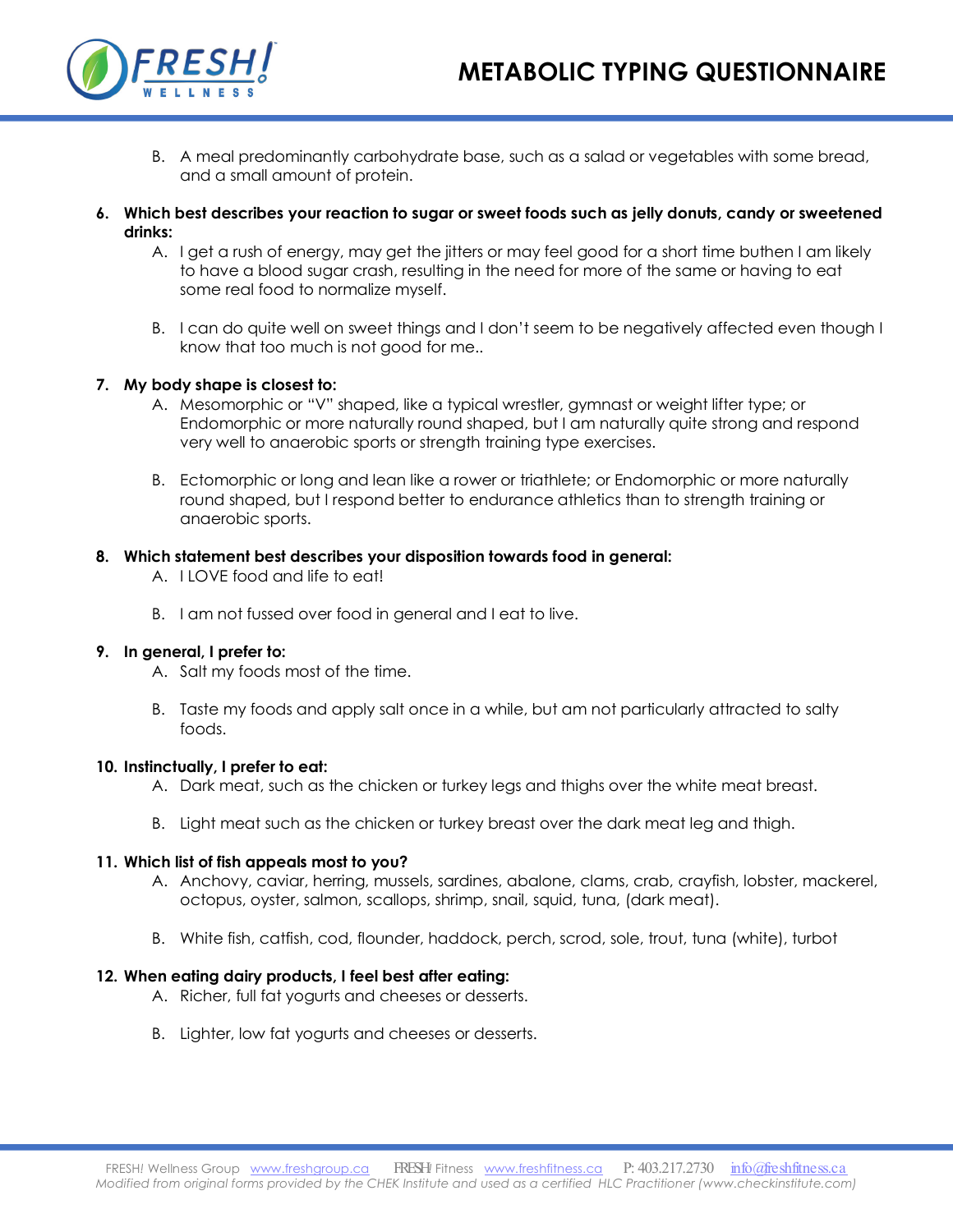B. A meal predominantly carbohydrate base, such as a salad or vegetables with some bread, and a small amount of protein.

**6. Which best describes your reaction to sugar or sweet foods such as jelly donuts, candy or sweetened drinks:**

A. I get a rush of energy, may get the jitters or may feel good for a short time buthen I am likely to have a blood sugar crash, resulting in the need for more of the same or having to eat some real food to normalize myself.

B. I can do quite well on sweet things and I don't seem to be negatively affected even though I know that too much is not good for me..

**7. My body shape is closest to:**

A. Mesomorphic or "V" shaped, like a typical wrestler, gymnast or weight lifter type; or Endomorphic or more naturally round shaped, but I am naturally quite strong and respond very well to anaerobic sports or strength training type exercises.

B. Ectomorphic or long and lean like a rower or triathlete; or Endomorphic or more naturally round shaped, but I respond better to endurance athletics than to strength training or anaerobic sports.

**8. Which statement best describes your disposition towards food in general:**

A. I LOVE food and life to eat!

B. I am not fussed over food in general and I eat to live.

**9. In general, I prefer to:**

A. Salt my foods most of the time.

B. Taste my foods and apply salt once in a while, but am not particularly attracted to salty foods.

**10. Instinctually, I prefer to eat:**

A. Dark meat, such as the chicken or turkey legs and thighs over the white meat breast.

B. Light meat such as the chicken or turkey breast over the dark meat leg and thigh.

**11. Which list of fish appeals most to you?**

A. Anchovy, caviar, herring, mussels, sardines, abalone, clams, crab, crayfish, lobster, mackerel, octopus, oyster, salmon, scallops, shrimp, snail, squid, tuna, (dark meat).

B. White fish, catfish, cod, flounder, haddock, perch, scrod, sole, trout, tuna (white), turbot

**12. When eating dairy products, I feel best after eating:**

A. Richer, full fat yogurts and cheeses or desserts.

B. Lighter, low fat yogurts and cheeses or desserts.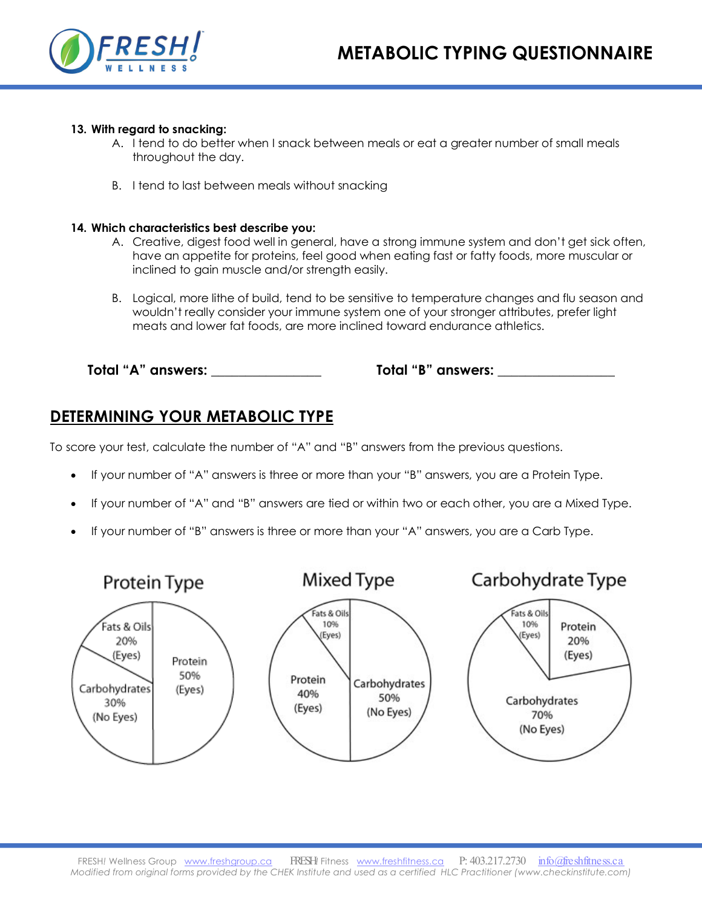**13. With regard to snacking:**

A. I tend to do better when I snack between meals or eat a greater number of small meals throughout the day.

B. I tend to last between meals without snacking

**14. Which characteristics best describe you:**

A. Creative, digest food well in general, have a strong immune system and don't get sick often, have an appetite for proteins, feel good when eating fast or fatty foods, more muscular or inclined to gain muscle and/or strength easily.

B. Logical, more lithe of build, tend to be sensitive to temperature changes and flu season and wouldn't really consider your immune system one of your stronger attributes, prefer light meats and lower fat foods, are more inclined toward endurance athletics.

**Total "A" answers: ________________** **Total "B" answers: _________________**

## DETERMINING YOUR METABOLIC TYPE

To score your test, calculate the number of "A" and "B" answers from the previous questions.

- If your number of "A" answers is three or more than your "B" answers, you are a Protein Type.
- If your number of "A" and "B" answers are tied or within two or each other, you are a Mixed Type.
- If your number of "B" answers is three or more than your "A" answers, you are a Carb Type.

**Protein Type**

- Protein 50% (Eyes)
- Fats & Oils 20% (Eyes)
- Carbohydrates 30% (No Eyes)

**Mixed Type**

- Fats & Oils 10% (Eyes)
- Protein 40% (Eyes)
- Carbohydrates 50% (No Eyes)

**Carbohydrate Type**

- Fats & Oils 10% (Eyes)
- Protein 20% (Eyes)
- Carbohydrates 70% (No Eyes)

FRESH! Wellness Group www.freshgroup.ca FRESH! Fitness www.freshfitness.ca P: 403.217.2730 info@freshfitness.ca

*Modified from original forms provided by the CHEK Institute and used as a certified HLC Practitioner (www.checkinstitute.com)*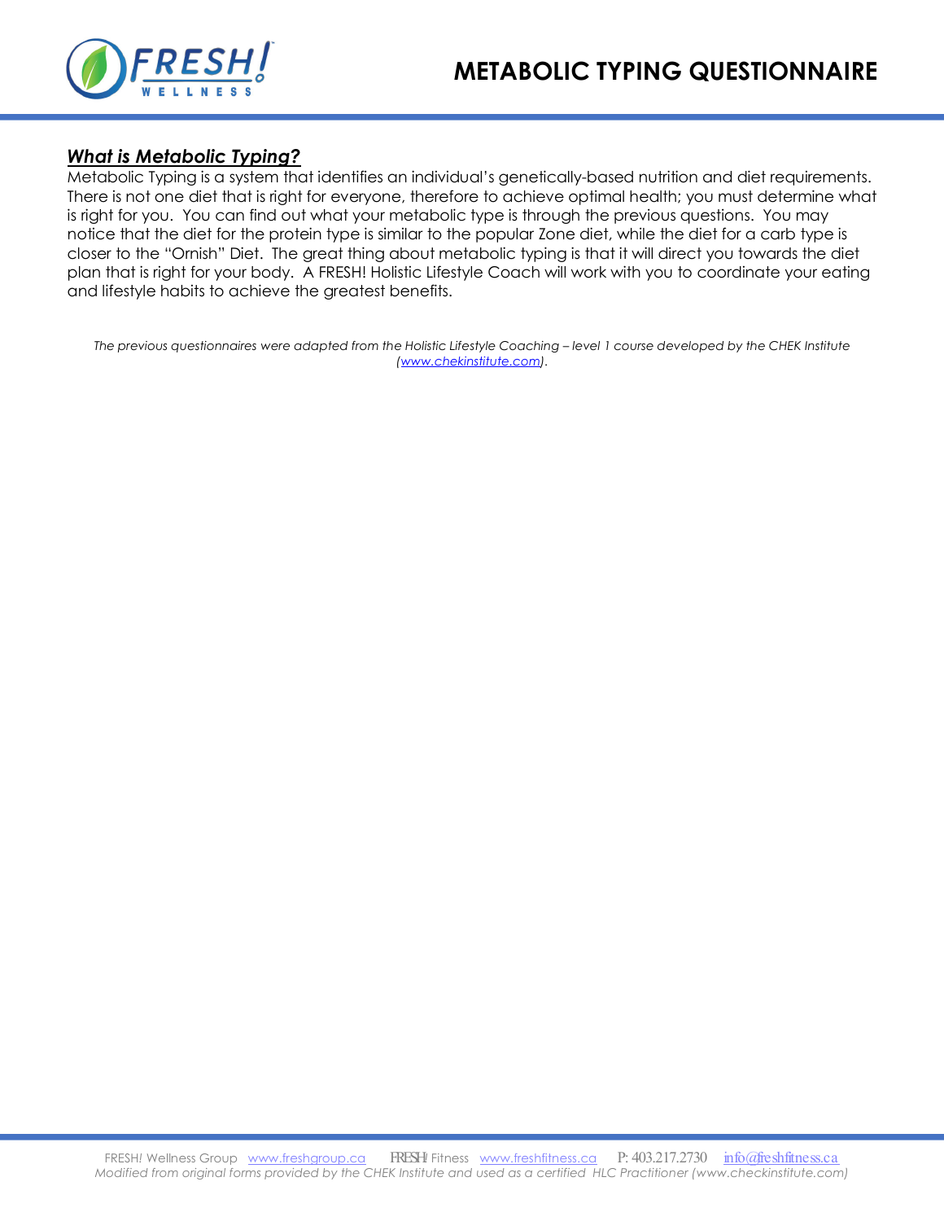## ***What is Metabolic Typing?***

Metabolic Typing is a system that identifies an individual's genetically-based nutrition and diet requirements. There is not one diet that is right for everyone, therefore to achieve optimal health; you must determine what is right for you. You can find out what your metabolic type is through the previous questions. You may notice that the diet for the protein type is similar to the popular Zone diet, while the diet for a carb type is closer to the "Ornish" Diet. The great thing about metabolic typing is that it will direct you towards the diet plan that is right for your body. A FRESH! Holistic Lifestyle Coach will work with you to coordinate your eating and lifestyle habits to achieve the greatest benefits.

*The previous questionnaires were adapted from the Holistic Lifestyle Coaching – level 1 course developed by the CHEK Institute ([www.chekinstitute.com](http://www.chekinstitute.com)).*